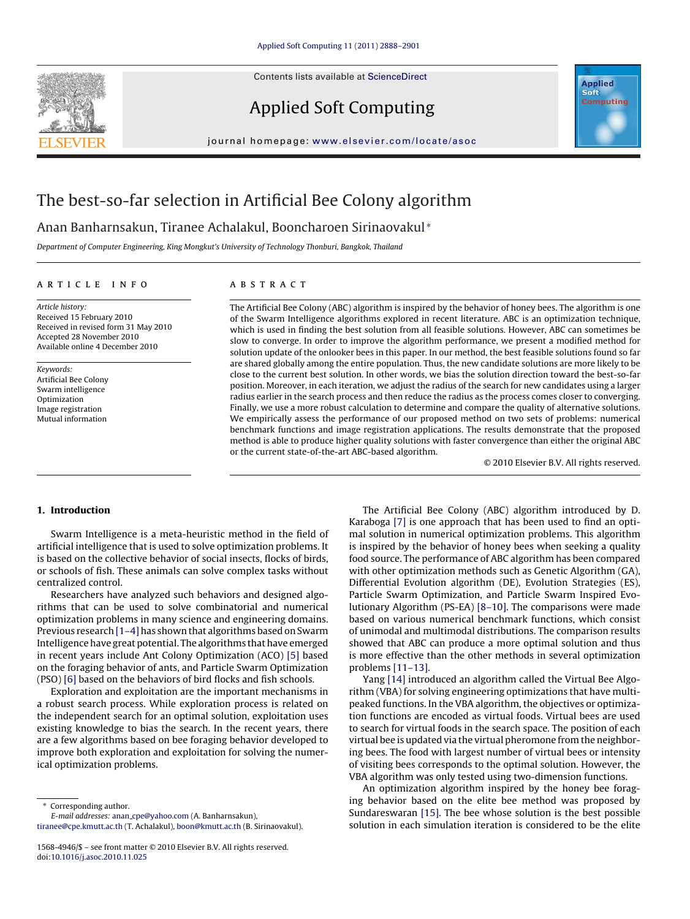# The best-so-far selection in Artificial Bee Colony algorithm

Anan Banharnsakun, Tiranee Achalakul, Booncharoen Sirinaovakul *

*Department of Computer Engineering, King Mongkut's University of Technology Thonburi, Bangkok, Thailand*

## ARTICLE INFO

*Article history:*
Received 15 February 2010
Received in revised form 31 May 2010
Accepted 28 November 2010
Available online 4 December 2010

*Keywords:*
Artificial Bee Colony
Swarm intelligence
Optimization
Image registration
Mutual information

## ABSTRACT

The Artificial Bee Colony (ABC) algorithm is inspired by the behavior of honey bees. The algorithm is one of the Swarm Intelligence algorithms explored in recent literature. ABC is an optimization technique, which is used in finding the best solution from all feasible solutions. However, ABC can sometimes be slow to converge. In order to improve the algorithm performance, we present a modified method for solution update of the onlooker bees in this paper. In our method, the best feasible solutions found so far are shared globally among the entire population. Thus, the new candidate solutions are more likely to be close to the current best solution. In other words, we bias the solution direction toward the best-so-far position. Moreover, in each iteration, we adjust the radius of the search for new candidates using a larger radius earlier in the search process and then reduce the radius as the process comes closer to converging. Finally, we use a more robust calculation to determine and compare the quality of alternative solutions. We empirically assess the performance of our proposed method on two sets of problems: numerical benchmark functions and image registration applications. The results demonstrate that the proposed method is able to produce higher quality solutions with faster convergence than either the original ABC or the current state-of-the-art ABC-based algorithm.

© 2010 Elsevier B.V. All rights reserved.

## 1. Introduction

Swarm Intelligence is a meta-heuristic method in the field of artificial intelligence that is used to solve optimization problems. It is based on the collective behavior of social insects, flocks of birds, or schools of fish. These animals can solve complex tasks without centralized control.

Researchers have analyzed such behaviors and designed algorithms that can be used to solve combinatorial and numerical optimization problems in many science and engineering domains. Previous research [1–4] has shown that algorithms based on Swarm Intelligence have great potential. The algorithms that have emerged in recent years include Ant Colony Optimization (ACO) [5] based on the foraging behavior of ants, and Particle Swarm Optimization (PSO) [6] based on the behaviors of bird flocks and fish schools.

Exploration and exploitation are the important mechanisms in a robust search process. While exploration process is related on the independent search for an optimal solution, exploitation uses existing knowledge to bias the search. In the recent years, there are a few algorithms based on bee foraging behavior developed to improve both exploration and exploitation for solving the numerical optimization problems.

The Artificial Bee Colony (ABC) algorithm introduced by D. Karaboga [7] is one approach that has been used to find an optimal solution in numerical optimization problems. This algorithm is inspired by the behavior of honey bees when seeking a quality food source. The performance of ABC algorithm has been compared with other optimization methods such as Genetic Algorithm (GA), Differential Evolution algorithm (DE), Evolution Strategies (ES), Particle Swarm Optimization, and Particle Swarm Inspired Evolutionary Algorithm (PS-EA) [8–10]. The comparisons were made based on various numerical benchmark functions, which consist of unimodal and multimodal distributions. The comparison results showed that ABC can produce a more optimal solution and thus is more effective than the other methods in several optimization problems [11–13].

Yang [14] introduced an algorithm called the Virtual Bee Algorithm (VBA) for solving engineering optimizations that have multi-peaked functions. In the VBA algorithm, the objectives or optimization functions are encoded as virtual foods. Virtual bees are used to search for virtual foods in the search space. The position of each virtual bee is updated via the virtual pheromone from the neighboring bees. The food with largest number of virtual bees or intensity of visiting bees corresponds to the optimal solution. However, the VBA algorithm was only tested using two-dimension functions.

An optimization algorithm inspired by the honey bee foraging behavior based on the elite bee method was proposed by Sundareswaran [15]. The bee whose solution is the best possible solution in each simulation iteration is considered to be the elite

---

* Corresponding author.
*E-mail addresses:* anan_cpe@yahoo.com (A. Banharnsakun), tiranee@cpe.kmutt.ac.th (T. Achalakul), boon@kmutt.ac.th (B. Sirinaovakul).

1568-4946/$ – see front matter © 2010 Elsevier B.V. All rights reserved.
doi:10.1016/j.asoc.2010.11.025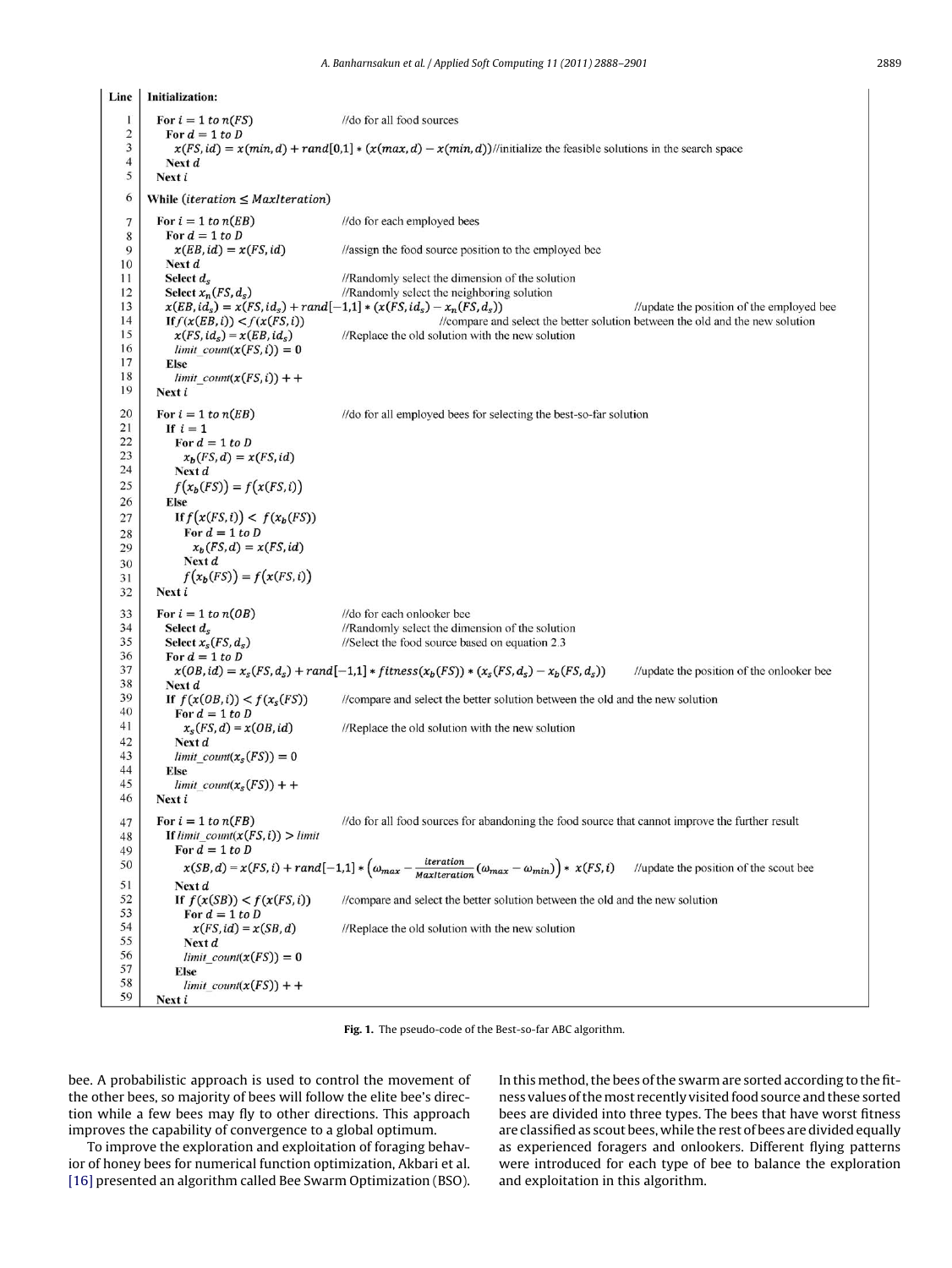| Line | Initialization: | |
|---|---|---|
| 1 | For $i = 1$ to $n(FS)$ | //do for all food sources |
| 2 | For $d = 1$ to $D$ | |
| 3 | $x(FS, id) = x(min, d) + rand[0,1] * (x(max, d) - x(min, d))$ | //initialize the feasible solutions in the search space |
| 4 | Next $d$ | |
| 5 | Next $i$ | |
| 6 | While ($iteration \leq MaxIteration$) | |
| 7 | For $i = 1$ to $n(EB)$ | //do for each employed bees |
| 8 | For $d = 1$ to $D$ | |
| 9 | $x(EB, id) = x(FS, id)$ | //assign the food source position to the employed bee |
| 10 | Next $d$ | |
| 11 | Select $d_s$ | //Randomly select the dimension of the solution |
| 12 | Select $x_n(FS, d_s)$ | //Randomly select the neighboring solution |
| 13 | $x(EB, id_s) = x(FS, id_s) + rand[-1,1] * (x(FS, id_s) - x_n(FS, d_s))$ | //update the position of the employed bee |
| 14 | If $f(x(EB, i)) < f(x(FS, i))$ | //compare and select the better solution between the old and the new solution |
| 15 | $x(FS, id_s) = x(EB, id_s)$ | //Replace the old solution with the new solution |
| 16 | $limit\_count(x(FS, i)) = 0$ | |
| 17 | Else | |
| 18 | $limit\_count(x(FS, i)) + +$ | |
| 19 | Next $i$ | |
| 20 | For $i = 1$ to $n(EB)$ | //do for all employed bees for selecting the best-so-far solution |
| 21 | If $i = 1$ | |
| 22 | For $d = 1$ to $D$ | |
| 23 | $x_b(FS, d) = x(FS, id)$ | |
| 24 | Next $d$ | |
| 25 | $f(x_b(FS)) = f(x(FS, i))$ | |
| 26 | Else | |
| 27 | If $f(x(FS, i)) < f(x_b(FS))$ | |
| 28 | For $d = 1$ to $D$ | |
| 29 | $x_b(FS, d) = x(FS, id)$ | |
| 30 | Next $d$ | |
| 31 | $f(x_b(FS)) = f(x(FS, i))$ | |
| 32 | Next $i$ | |
| 33 | For $i = 1$ to $n(OB)$ | //do for each onlooker bee |
| 34 | Select $d_s$ | //Randomly select the dimension of the solution |
| 35 | Select $x_s(FS, d_s)$ | //Select the food source based on equation 2.3 |
| 36 | For $d = 1$ to $D$ | |
| 37 | $x(OB, id) = x_s(FS, d_s) + rand[-1,1] * fitness(x_b(FS)) * (x_s(FS, d_s) - x_b(FS, d_s))$ | //update the position of the onlooker bee |
| 38 | Next $d$ | |
| 39 | If $f(x(OB, i)) < f(x_s(FS))$ | //compare and select the better solution between the old and the new solution |
| 40 | For $d = 1$ to $D$ | |
| 41 | $x_s(FS, d) = x(OB, id)$ | //Replace the old solution with the new solution |
| 42 | Next $d$ | |
| 43 | $limit\_count(x_s(FS)) = 0$ | |
| 44 | Else | |
| 45 | $limit\_count(x_s(FS)) + +$ | |
| 46 | Next $i$ | |
| 47 | For $i = 1$ to $n(FB)$ | //do for all food sources for abandoning the food source that cannot improve the further result |
| 48 | If $limit\_count(x(FS, i)) > limit$ | |
| 49 | For $d = 1$ to $D$ | |
| 50 | $x(SB, d) = x(FS, i) + rand[-1,1] * \left(\omega_{max} - \frac{iteration}{MaxIteration}(\omega_{max} - \omega_{min})\right) * x(FS, i)$ | //update the position of the scout bee |
| 51 | Next $d$ | |
| 52 | If $f(x(SB)) < f(x(FS, i))$ | //compare and select the better solution between the old and the new solution |
| 53 | For $d = 1$ to $D$ | |
| 54 | $x(FS, id) = x(SB, d)$ | //Replace the old solution with the new solution |
| 55 | Next $d$ | |
| 56 | $limit\_count(x(FS)) = 0$ | |
| 57 | Else | |
| 58 | $limit\_count(x(FS)) + +$ | |
| 59 | Next $i$ | |

**Fig. 1.** The pseudo-code of the Best-so-far ABC algorithm.

bee. A probabilistic approach is used to control the movement of the other bees, so majority of bees will follow the elite bee's direction while a few bees may fly to other directions. This approach improves the capability of convergence to a global optimum.

To improve the exploration and exploitation of foraging behavior of honey bees for numerical function optimization, Akbari et al. [16] presented an algorithm called Bee Swarm Optimization (BSO). In this method, the bees of the swarm are sorted according to the fitness values of the most recently visited food source and these sorted bees are divided into three types. The bees that have worst fitness are classified as scout bees, while the rest of bees are divided equally as experienced foragers and onlookers. Different flying patterns were introduced for each type of bee to balance the exploration and exploitation in this algorithm.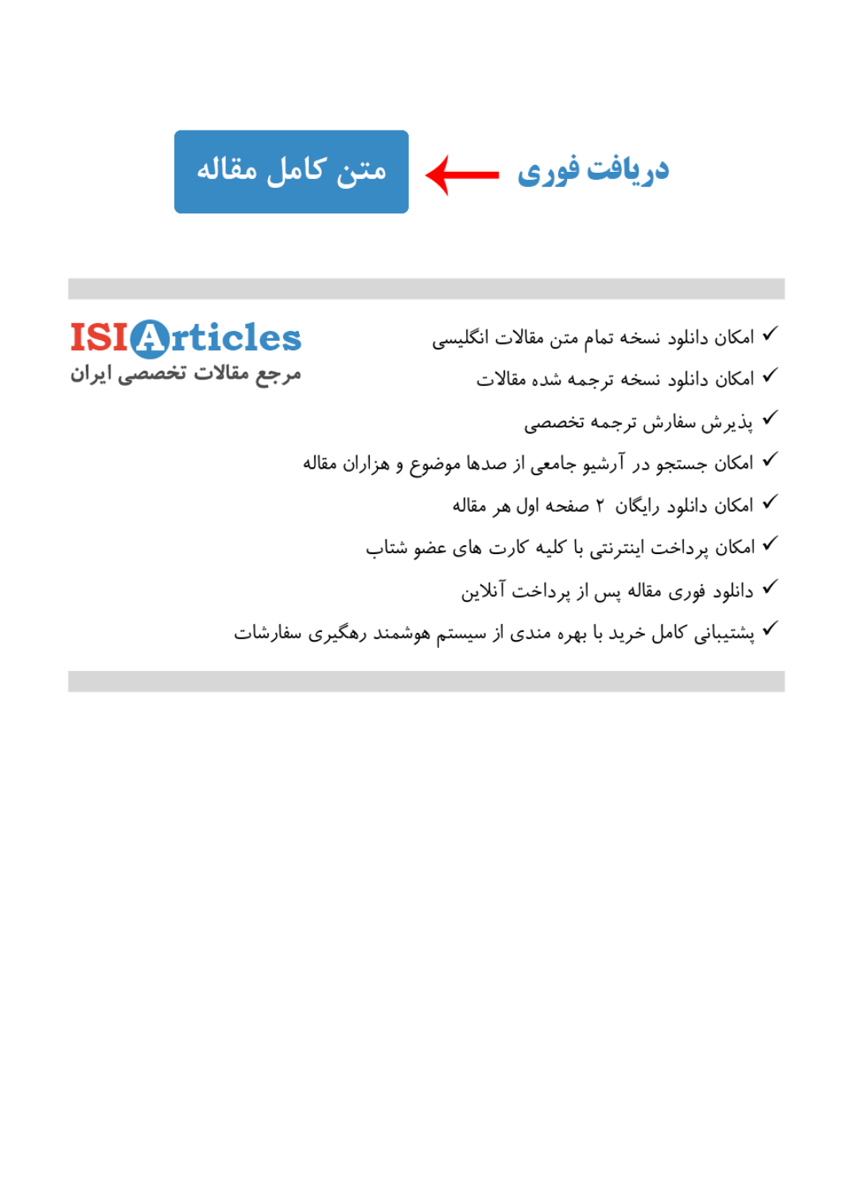دریافت فوری ← **متن کامل مقاله**

**ISIArticles**
مرجع مقالات تخصصی ایران

- ✓ امکان دانلود نسخه تمام متن مقالات انگلیسی
- ✓ امکان دانلود نسخه ترجمه شده مقالات
- ✓ پذیرش سفارش ترجمه تخصصی
- ✓ امکان جستجو در آرشیو جامعی از صدها موضوع و هزاران مقاله
- ✓ امکان دانلود رایگان ۲ صفحه اول هر مقاله
- ✓ امکان پرداخت اینترنتی با کلیه کارت های عضو شتاب
- ✓ دانلود فوری مقاله پس از پرداخت آنلاین
- ✓ پشتیبانی کامل خرید با بهره مندی از سیستم هوشمند رهگیری سفارشات